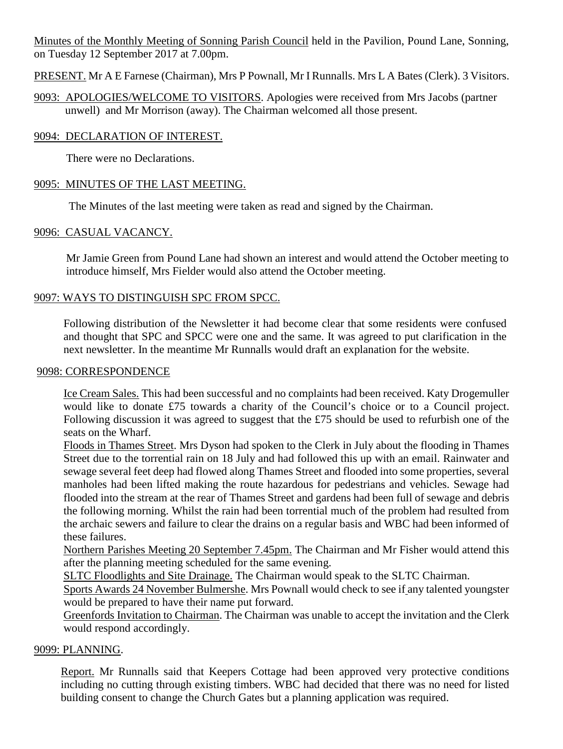Minutes of the Monthly Meeting of Sonning Parish Council held in the Pavilion, Pound Lane, Sonning, on Tuesday 12 September 2017 at 7.00pm.

PRESENT. Mr A E Farnese (Chairman), Mrs P Pownall, Mr I Runnalls. Mrs L A Bates (Clerk). 3 Visitors.

9093: APOLOGIES/WELCOME TO VISITORS. Apologies were received from Mrs Jacobs (partner unwell) and Mr Morrison (away). The Chairman welcomed all those present.

9094: DECLARATION OF INTEREST.

There were no Declarations.

9095: MINUTES OF THE LAST MEETING.

The Minutes of the last meeting were taken as read and signed by the Chairman.

9096: CASUAL VACANCY.

Mr Jamie Green from Pound Lane had shown an interest and would attend the October meeting to introduce himself, Mrs Fielder would also attend the October meeting.

9097: WAYS TO DISTINGUISH SPC FROM SPCC.

Following distribution of the Newsletter it had become clear that some residents were confused and thought that SPC and SPCC were one and the same. It was agreed to put clarification in the next newsletter. In the meantime Mr Runnalls would draft an explanation for the website.

9098: CORRESPONDENCE

Ice Cream Sales. This had been successful and no complaints had been received. Katy Drogemuller would like to donate £75 towards a charity of the Council's choice or to a Council project. Following discussion it was agreed to suggest that the £75 should be used to refurbish one of the seats on the Wharf.

Floods in Thames Street. Mrs Dyson had spoken to the Clerk in July about the flooding in Thames Street due to the torrential rain on 18 July and had followed this up with an email. Rainwater and sewage several feet deep had flowed along Thames Street and flooded into some properties, several manholes had been lifted making the route hazardous for pedestrians and vehicles. Sewage had flooded into the stream at the rear of Thames Street and gardens had been full of sewage and debris the following morning. Whilst the rain had been torrential much of the problem had resulted from the archaic sewers and failure to clear the drains on a regular basis and WBC had been informed of these failures.

Northern Parishes Meeting 20 September 7.45pm. The Chairman and Mr Fisher would attend this after the planning meeting scheduled for the same evening.

SLTC Floodlights and Site Drainage. The Chairman would speak to the SLTC Chairman.

Sports Awards 24 November Bulmershe. Mrs Pownall would check to see if any talented youngster would be prepared to have their name put forward.

Greenfords Invitation to Chairman. The Chairman was unable to accept the invitation and the Clerk would respond accordingly.

9099: PLANNING.

Report. Mr Runnalls said that Keepers Cottage had been approved very protective conditions including no cutting through existing timbers. WBC had decided that there was no need for listed building consent to change the Church Gates but a planning application was required.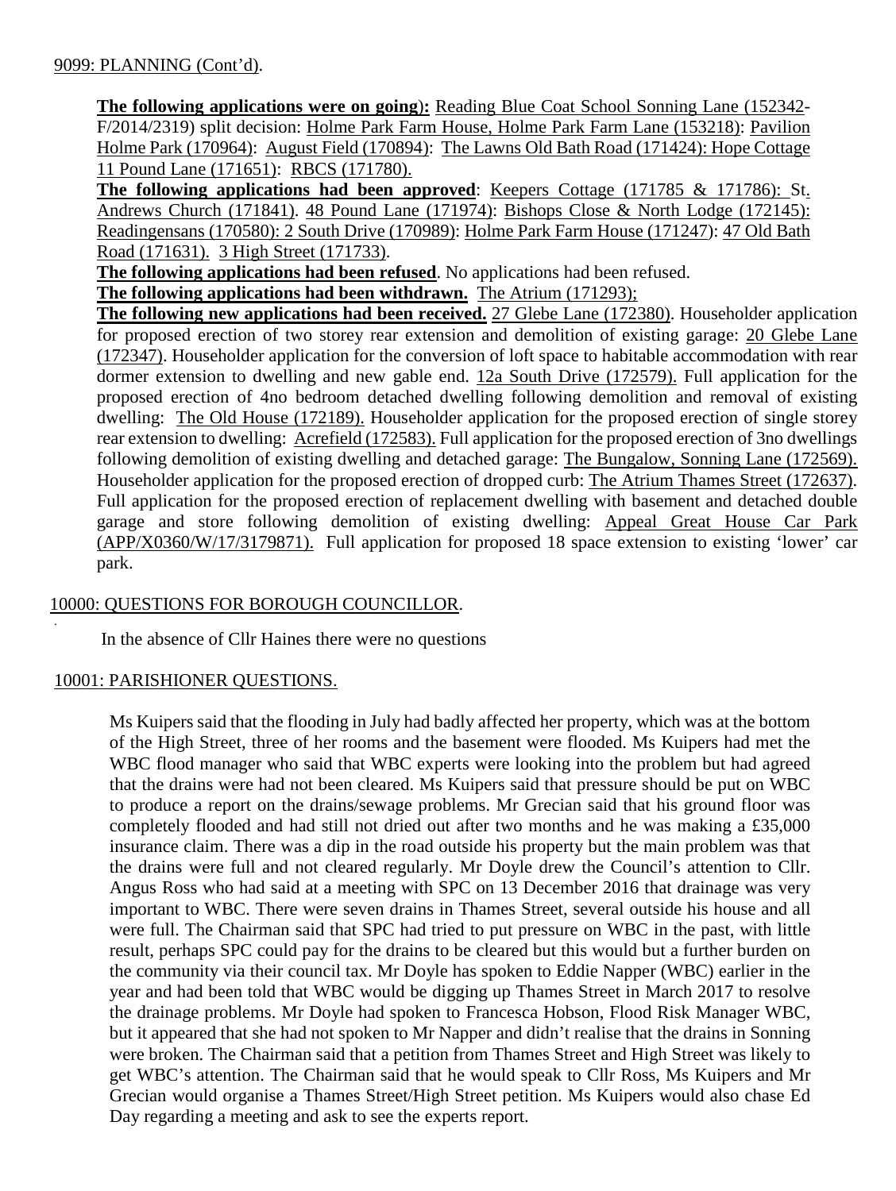9099: PLANNING (Cont'd).

**The following applications were on going):** Reading Blue Coat School Sonning Lane (152342-F/2014/2319) split decision: Holme Park Farm House, Holme Park Farm Lane (153218): Pavilion Holme Park (170964): August Field (170894): The Lawns Old Bath Road (171424): Hope Cottage 11 Pound Lane (171651): RBCS (171780).

**The following applications had been approved**: Keepers Cottage (171785 & 171786): St. Andrews Church (171841). 48 Pound Lane (171974): Bishops Close & North Lodge (172145): Readingensans (170580): 2 South Drive (170989): Holme Park Farm House (171247): 47 Old Bath Road (171631). 3 High Street (171733).

**The following applications had been refused**. No applications had been refused.

**The following applications had been withdrawn.** The Atrium (171293);

**The following new applications had been received.** 27 Glebe Lane (172380). Householder application for proposed erection of two storey rear extension and demolition of existing garage: 20 Glebe Lane (172347). Householder application for the conversion of loft space to habitable accommodation with rear dormer extension to dwelling and new gable end. 12a South Drive (172579). Full application for the proposed erection of 4no bedroom detached dwelling following demolition and removal of existing dwelling: The Old House (172189). Householder application for the proposed erection of single storey rear extension to dwelling: Acrefield (172583). Full application for the proposed erection of 3no dwellings following demolition of existing dwelling and detached garage: The Bungalow, Sonning Lane (172569). Householder application for the proposed erection of dropped curb: The Atrium Thames Street (172637). Full application for the proposed erection of replacement dwelling with basement and detached double garage and store following demolition of existing dwelling: Appeal Great House Car Park (APP/X0360/W/17/3179871). Full application for proposed 18 space extension to existing 'lower' car park.

10000: QUESTIONS FOR BOROUGH COUNCILLOR.

In the absence of Cllr Haines there were no questions

10001: PARISHIONER QUESTIONS.

Ms Kuipers said that the flooding in July had badly affected her property, which was at the bottom of the High Street, three of her rooms and the basement were flooded. Ms Kuipers had met the WBC flood manager who said that WBC experts were looking into the problem but had agreed that the drains were had not been cleared. Ms Kuipers said that pressure should be put on WBC to produce a report on the drains/sewage problems. Mr Grecian said that his ground floor was completely flooded and had still not dried out after two months and he was making a £35,000 insurance claim. There was a dip in the road outside his property but the main problem was that the drains were full and not cleared regularly. Mr Doyle drew the Council's attention to Cllr. Angus Ross who had said at a meeting with SPC on 13 December 2016 that drainage was very important to WBC. There were seven drains in Thames Street, several outside his house and all were full. The Chairman said that SPC had tried to put pressure on WBC in the past, with little result, perhaps SPC could pay for the drains to be cleared but this would but a further burden on the community via their council tax. Mr Doyle has spoken to Eddie Napper (WBC) earlier in the year and had been told that WBC would be digging up Thames Street in March 2017 to resolve the drainage problems. Mr Doyle had spoken to Francesca Hobson, Flood Risk Manager WBC, but it appeared that she had not spoken to Mr Napper and didn't realise that the drains in Sonning were broken. The Chairman said that a petition from Thames Street and High Street was likely to get WBC's attention. The Chairman said that he would speak to Cllr Ross, Ms Kuipers and Mr Grecian would organise a Thames Street/High Street petition. Ms Kuipers would also chase Ed Day regarding a meeting and ask to see the experts report.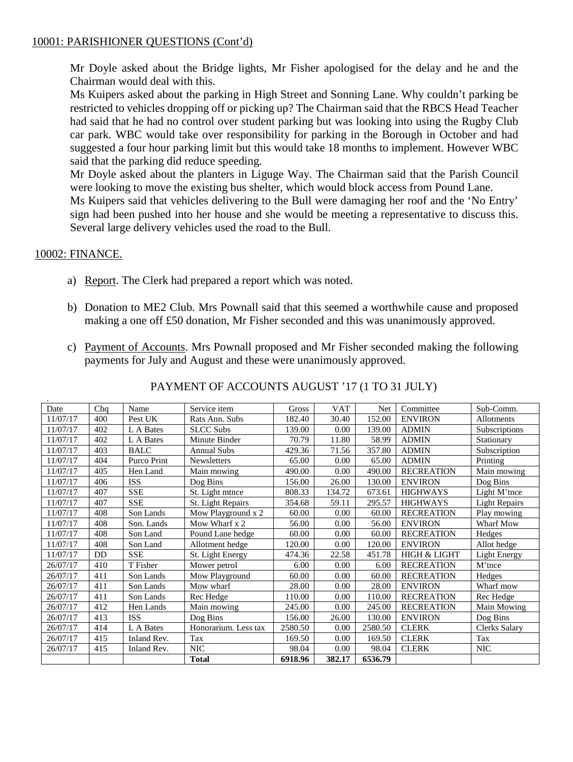10001: PARISHIONER QUESTIONS (Cont'd)

Mr Doyle asked about the Bridge lights, Mr Fisher apologised for the delay and he and the Chairman would deal with this.

Ms Kuipers asked about the parking in High Street and Sonning Lane. Why couldn't parking be restricted to vehicles dropping off or picking up? The Chairman said that the RBCS Head Teacher had said that he had no control over student parking but was looking into using the Rugby Club car park. WBC would take over responsibility for parking in the Borough in October and had suggested a four hour parking limit but this would take 18 months to implement. However WBC said that the parking did reduce speeding.

Mr Doyle asked about the planters in Liguge Way. The Chairman said that the Parish Council were looking to move the existing bus shelter, which would block access from Pound Lane.

Ms Kuipers said that vehicles delivering to the Bull were damaging her roof and the 'No Entry' sign had been pushed into her house and she would be meeting a representative to discuss this. Several large delivery vehicles used the road to the Bull.

10002: FINANCE.

a) Report. The Clerk had prepared a report which was noted.

b) Donation to ME2 Club. Mrs Pownall said that this seemed a worthwhile cause and proposed making a one off £50 donation, Mr Fisher seconded and this was unanimously approved.

c) Payment of Accounts. Mrs Pownall proposed and Mr Fisher seconded making the following payments for July and August and these were unanimously approved.

PAYMENT OF ACCOUNTS AUGUST '17 (1 TO 31 JULY)

| Date | Chq | Name | Service item | Gross | VAT | Net | Committee | Sub-Comm. |
|---|---|---|---|---|---|---|---|---|
| 11/07/17 | 400 | Pest UK | Rats Ann. Subs | 182.40 | 30.40 | 152.00 | ENVIRON | Allotments |
| 11/07/17 | 402 | L A Bates | SLCC Subs | 139.00 | 0.00 | 139.00 | ADMIN | Subscriptions |
| 11/07/17 | 402 | L A Bates | Minute Binder | 70.79 | 11.80 | 58.99 | ADMIN | Stationary |
| 11/07/17 | 403 | BALC | Annual Subs | 429.36 | 71.56 | 357.80 | ADMIN | Subscription |
| 11/07/17 | 404 | Purco Print | Newsletters | 65.00 | 0.00 | 65.00 | ADMIN | Printing |
| 11/07/17 | 405 | Hen Land | Main mowing | 490.00 | 0.00 | 490.00 | RECREATION | Main mowing |
| 11/07/17 | 406 | ISS | Dog Bins | 156.00 | 26.00 | 130.00 | ENVIRON | Dog Bins |
| 11/07/17 | 407 | SSE | St. Light mtnce | 808.33 | 134.72 | 673.61 | HIGHWAYS | Light M'tnce |
| 11/07/17 | 407 | SSE | St. Light Repairs | 354.68 | 59.11 | 295.57 | HIGHWAYS | Light Repairs |
| 11/07/17 | 408 | Son Lands | Mow Playground x 2 | 60.00 | 0.00 | 60.00 | RECREATION | Play mowing |
| 11/07/17 | 408 | Son. Lands | Mow Wharf x 2 | 56.00 | 0.00 | 56.00 | ENVIRON | Wharf Mow |
| 11/07/17 | 408 | Son Land | Pound Lane hedge | 60.00 | 0.00 | 60.00 | RECREATION | Hedges |
| 11/07/17 | 408 | Son Land | Allotment hedge | 120.00 | 0.00 | 120.00 | ENVIRON | Allot hedge |
| 11/07/17 | DD | SSE | St. Light Energy | 474.36 | 22.58 | 451.78 | HIGH & LIGHT | Light Energy |
| 26/07/17 | 410 | T Fisher | Mower petrol | 6.00 | 0.00 | 6.00 | RECREATION | M'tnce |
| 26/07/17 | 411 | Son Lands | Mow Playground | 60.00 | 0.00 | 60.00 | RECREATION | Hedges |
| 26/07/17 | 411 | Son Lands | Mow wharf | 28.00 | 0.00 | 28.00 | ENVIRON | Wharf mow |
| 26/07/17 | 411 | Son Lands | Rec Hedge | 110.00 | 0.00 | 110.00 | RECREATION | Rec Hedge |
| 26/07/17 | 412 | Hen Lands | Main mowing | 245.00 | 0.00 | 245.00 | RECREATION | Main Mowing |
| 26/07/17 | 413 | ISS | Dog Bins | 156.00 | 26.00 | 130.00 | ENVIRON | Dog Bins |
| 26/07/17 | 414 | L A Bates | Honorarium. Less tax | 2580.50 | 0.00 | 2580.50 | CLERK | Clerks Salary |
| 26/07/17 | 415 | Inland Rev. | Tax | 169.50 | 0.00 | 169.50 | CLERK | Tax |
| 26/07/17 | 415 | Inland Rev. | NIC | 98.04 | 0.00 | 98.04 | CLERK | NIC |
| | | | **Total** | **6918.96** | **382.17** | **6536.79** | | |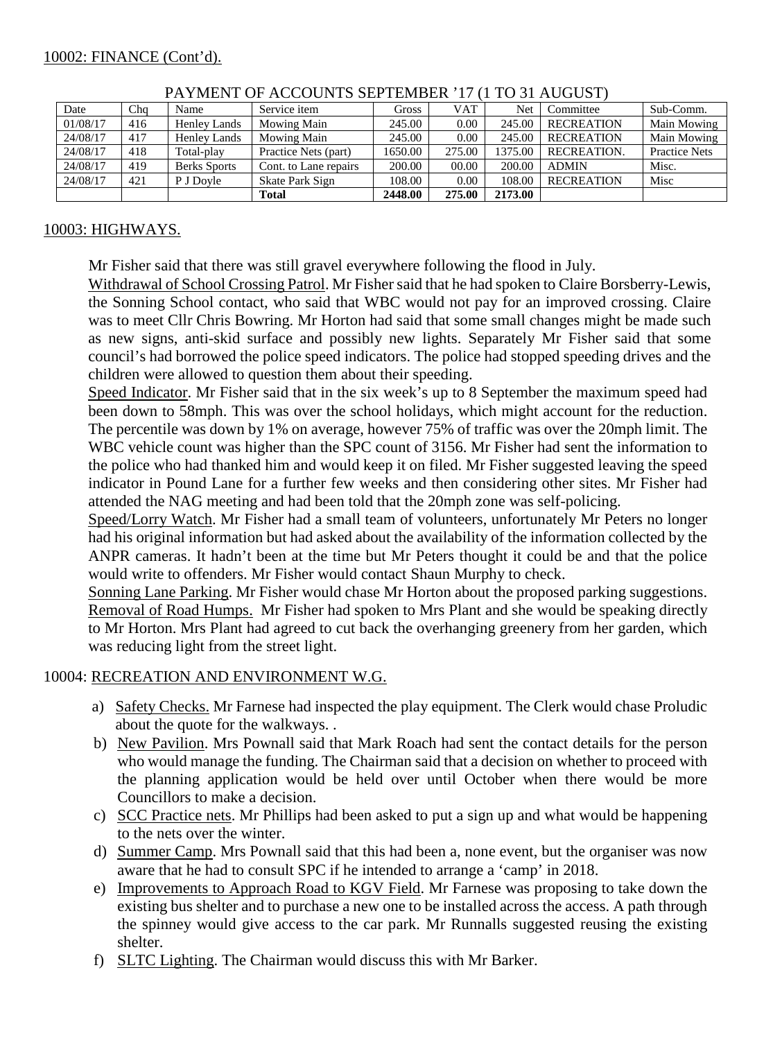10002: FINANCE (Cont'd).

PAYMENT OF ACCOUNTS SEPTEMBER '17 (1 TO 31 AUGUST)

| Date | Chq | Name | Service item | Gross | VAT | Net | Committee | Sub-Comm. |
|---|---|---|---|---|---|---|---|---|
| 01/08/17 | 416 | Henley Lands | Mowing Main | 245.00 | 0.00 | 245.00 | RECREATION | Main Mowing |
| 24/08/17 | 417 | Henley Lands | Mowing Main | 245.00 | 0.00 | 245.00 | RECREATION | Main Mowing |
| 24/08/17 | 418 | Total-play | Practice Nets (part) | 1650.00 | 275.00 | 1375.00 | RECREATION. | Practice Nets |
| 24/08/17 | 419 | Berks Sports | Cont. to Lane repairs | 200.00 | 00.00 | 200.00 | ADMIN | Misc. |
| 24/08/17 | 421 | P J Doyle | Skate Park Sign | 108.00 | 0.00 | 108.00 | RECREATION | Misc |
| | | | **Total** | **2448.00** | **275.00** | **2173.00** | | |

10003: HIGHWAYS.

Mr Fisher said that there was still gravel everywhere following the flood in July.

Withdrawal of School Crossing Patrol. Mr Fisher said that he had spoken to Claire Borsberry-Lewis, the Sonning School contact, who said that WBC would not pay for an improved crossing. Claire was to meet Cllr Chris Bowring. Mr Horton had said that some small changes might be made such as new signs, anti-skid surface and possibly new lights. Separately Mr Fisher said that some council's had borrowed the police speed indicators. The police had stopped speeding drives and the children were allowed to question them about their speeding.

Speed Indicator. Mr Fisher said that in the six week's up to 8 September the maximum speed had been down to 58mph. This was over the school holidays, which might account for the reduction. The percentile was down by 1% on average, however 75% of traffic was over the 20mph limit. The WBC vehicle count was higher than the SPC count of 3156. Mr Fisher had sent the information to the police who had thanked him and would keep it on filed. Mr Fisher suggested leaving the speed indicator in Pound Lane for a further few weeks and then considering other sites. Mr Fisher had attended the NAG meeting and had been told that the 20mph zone was self-policing.

Speed/Lorry Watch. Mr Fisher had a small team of volunteers, unfortunately Mr Peters no longer had his original information but had asked about the availability of the information collected by the ANPR cameras. It hadn't been at the time but Mr Peters thought it could be and that the police would write to offenders. Mr Fisher would contact Shaun Murphy to check.

Sonning Lane Parking. Mr Fisher would chase Mr Horton about the proposed parking suggestions.

Removal of Road Humps. Mr Fisher had spoken to Mrs Plant and she would be speaking directly to Mr Horton. Mrs Plant had agreed to cut back the overhanging greenery from her garden, which was reducing light from the street light.

10004: RECREATION AND ENVIRONMENT W.G.

a) Safety Checks. Mr Farnese had inspected the play equipment. The Clerk would chase Proludic about the quote for the walkways. .
b) New Pavilion. Mrs Pownall said that Mark Roach had sent the contact details for the person who would manage the funding. The Chairman said that a decision on whether to proceed with the planning application would be held over until October when there would be more Councillors to make a decision.
c) SCC Practice nets. Mr Phillips had been asked to put a sign up and what would be happening to the nets over the winter.
d) Summer Camp. Mrs Pownall said that this had been a, none event, but the organiser was now aware that he had to consult SPC if he intended to arrange a 'camp' in 2018.
e) Improvements to Approach Road to KGV Field. Mr Farnese was proposing to take down the existing bus shelter and to purchase a new one to be installed across the access. A path through the spinney would give access to the car park. Mr Runnalls suggested reusing the existing shelter.
f) SLTC Lighting. The Chairman would discuss this with Mr Barker.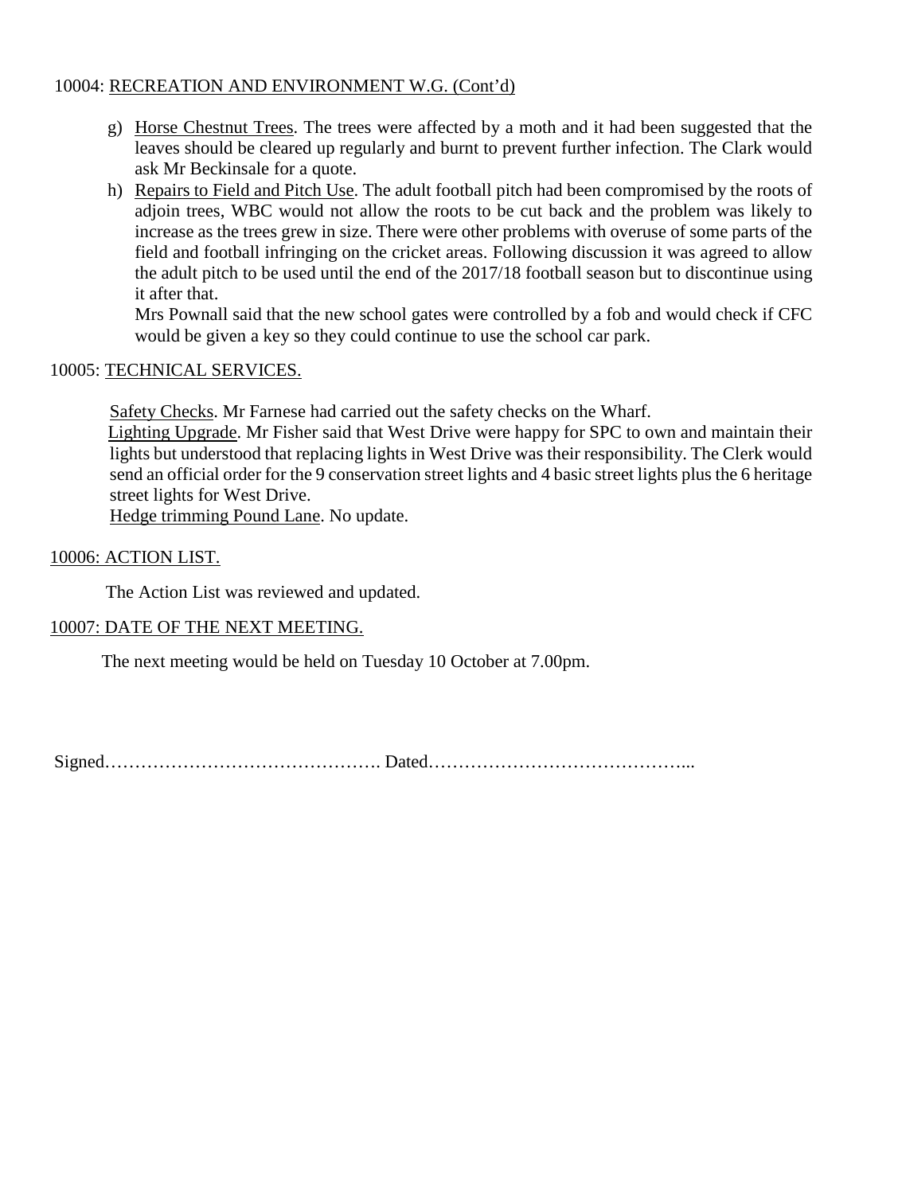10004: RECREATION AND ENVIRONMENT W.G. (Cont'd)

g) Horse Chestnut Trees. The trees were affected by a moth and it had been suggested that the leaves should be cleared up regularly and burnt to prevent further infection. The Clark would ask Mr Beckinsale for a quote.

h) Repairs to Field and Pitch Use. The adult football pitch had been compromised by the roots of adjoin trees, WBC would not allow the roots to be cut back and the problem was likely to increase as the trees grew in size. There were other problems with overuse of some parts of the field and football infringing on the cricket areas. Following discussion it was agreed to allow the adult pitch to be used until the end of the 2017/18 football season but to discontinue using it after that.

   Mrs Pownall said that the new school gates were controlled by a fob and would check if CFC would be given a key so they could continue to use the school car park.

10005: TECHNICAL SERVICES.

Safety Checks. Mr Farnese had carried out the safety checks on the Wharf.

Lighting Upgrade. Mr Fisher said that West Drive were happy for SPC to own and maintain their lights but understood that replacing lights in West Drive was their responsibility. The Clerk would send an official order for the 9 conservation street lights and 4 basic street lights plus the 6 heritage street lights for West Drive.

Hedge trimming Pound Lane. No update.

10006: ACTION LIST.

The Action List was reviewed and updated.

10007: DATE OF THE NEXT MEETING.

The next meeting would be held on Tuesday 10 October at 7.00pm.

Signed………………………………………. Dated……………………………………...